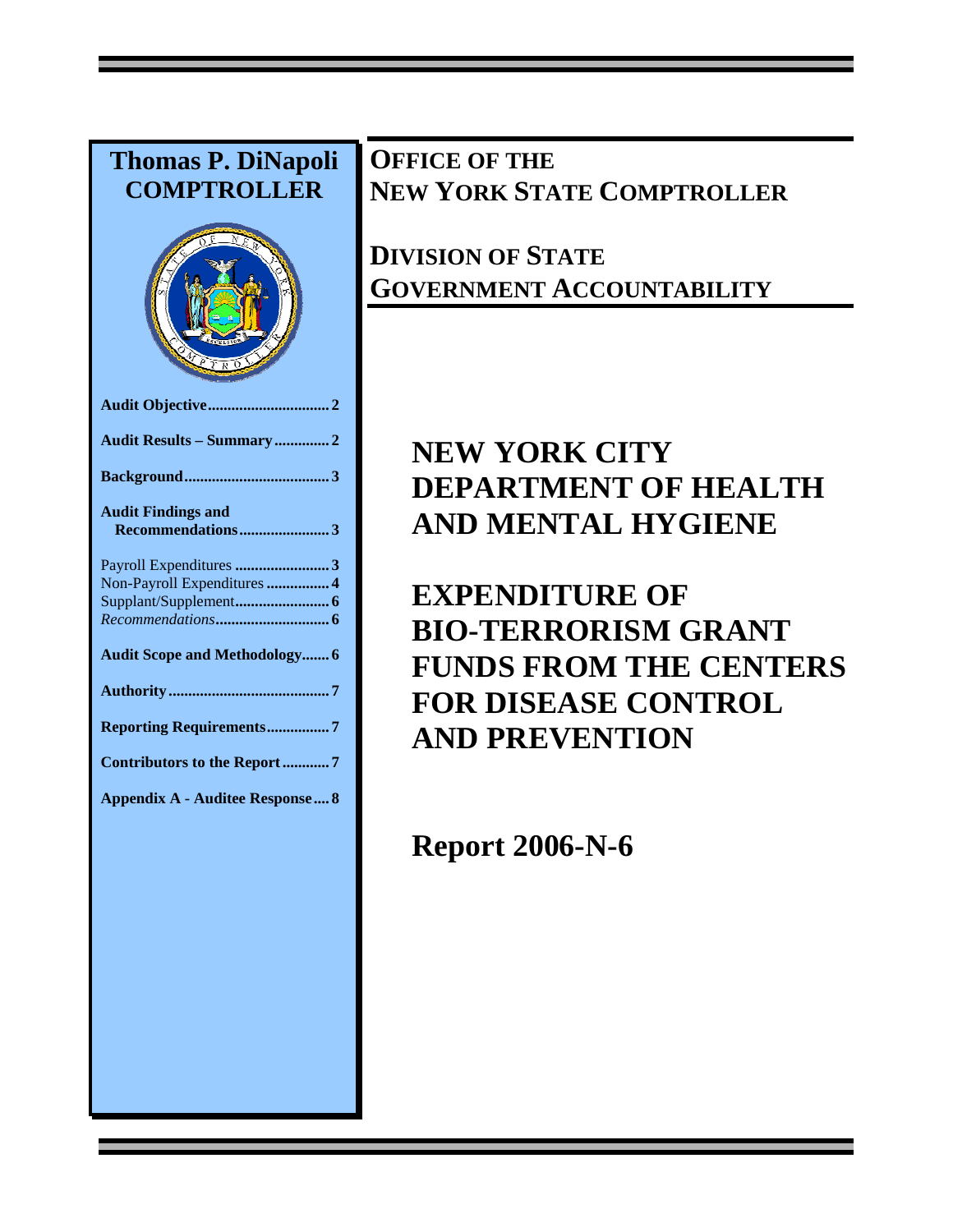# Thomas P. DiNapoli COMPTROLLER

- **Audit Objective** 2
- **Audit Results – Summary** 2
- **Background** 3
- **Audit Findings and Recommendations** 3
  - Payroll Expenditures 3
  - Non-Payroll Expenditures 4
  - Supplant/Supplement 6
  - *Recommendations* 6
- **Audit Scope and Methodology** 6
- **Authority** 7
- **Reporting Requirements** 7
- **Contributors to the Report** 7
- **Appendix A - Auditee Response** 8

**OFFICE OF THE NEW YORK STATE COMPTROLLER**

**DIVISION OF STATE GOVERNMENT ACCOUNTABILITY**

# NEW YORK CITY DEPARTMENT OF HEALTH AND MENTAL HYGIENE

# EXPENDITURE OF BIO-TERRORISM GRANT FUNDS FROM THE CENTERS FOR DISEASE CONTROL AND PREVENTION

## Report 2006-N-6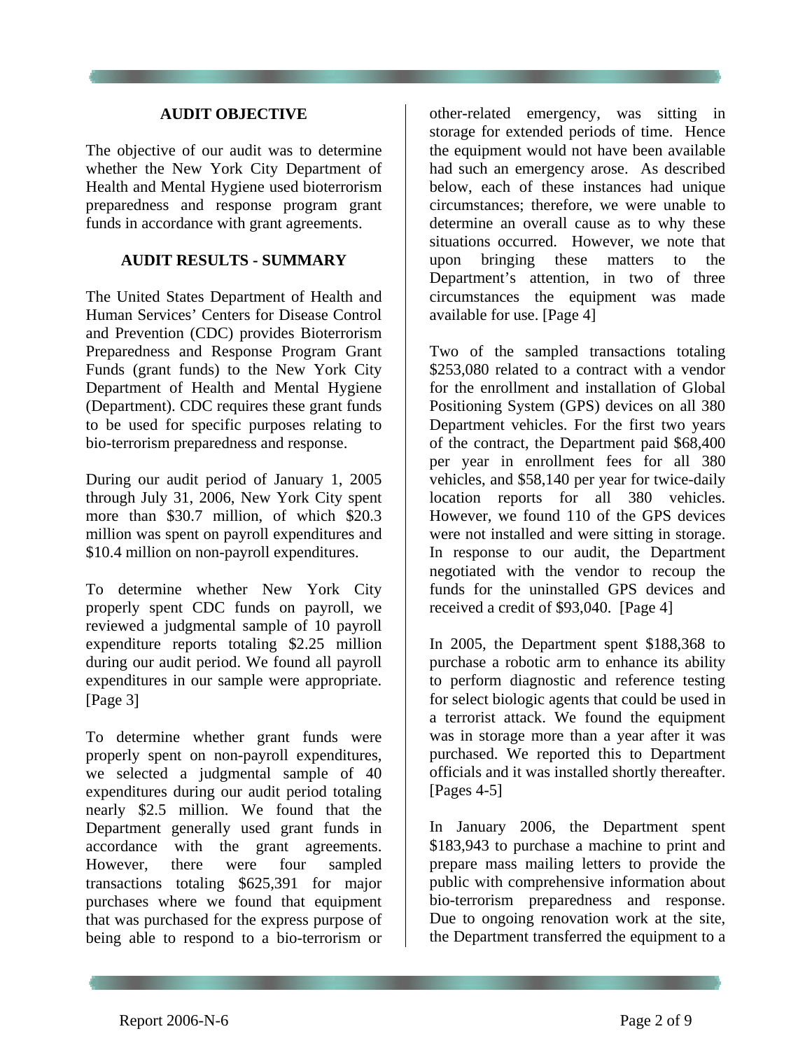## AUDIT OBJECTIVE

The objective of our audit was to determine whether the New York City Department of Health and Mental Hygiene used bioterrorism preparedness and response program grant funds in accordance with grant agreements.

## AUDIT RESULTS - SUMMARY

The United States Department of Health and Human Services' Centers for Disease Control and Prevention (CDC) provides Bioterrorism Preparedness and Response Program Grant Funds (grant funds) to the New York City Department of Health and Mental Hygiene (Department). CDC requires these grant funds to be used for specific purposes relating to bio-terrorism preparedness and response.

During our audit period of January 1, 2005 through July 31, 2006, New York City spent more than $30.7 million, of which $20.3 million was spent on payroll expenditures and $10.4 million on non-payroll expenditures.

To determine whether New York City properly spent CDC funds on payroll, we reviewed a judgmental sample of 10 payroll expenditure reports totaling $2.25 million during our audit period. We found all payroll expenditures in our sample were appropriate. [Page 3]

To determine whether grant funds were properly spent on non-payroll expenditures, we selected a judgmental sample of 40 expenditures during our audit period totaling nearly $2.5 million. We found that the Department generally used grant funds in accordance with the grant agreements. However, there were four sampled transactions totaling $625,391 for major purchases where we found that equipment that was purchased for the express purpose of being able to respond to a bio-terrorism or other-related emergency, was sitting in storage for extended periods of time. Hence the equipment would not have been available had such an emergency arose. As described below, each of these instances had unique circumstances; therefore, we were unable to determine an overall cause as to why these situations occurred. However, we note that upon bringing these matters to the Department's attention, in two of three circumstances the equipment was made available for use. [Page 4]

Two of the sampled transactions totaling $253,080 related to a contract with a vendor for the enrollment and installation of Global Positioning System (GPS) devices on all 380 Department vehicles. For the first two years of the contract, the Department paid $68,400 per year in enrollment fees for all 380 vehicles, and $58,140 per year for twice-daily location reports for all 380 vehicles. However, we found 110 of the GPS devices were not installed and were sitting in storage. In response to our audit, the Department negotiated with the vendor to recoup the funds for the uninstalled GPS devices and received a credit of $93,040. [Page 4]

In 2005, the Department spent $188,368 to purchase a robotic arm to enhance its ability to perform diagnostic and reference testing for select biologic agents that could be used in a terrorist attack. We found the equipment was in storage more than a year after it was purchased. We reported this to Department officials and it was installed shortly thereafter. [Pages 4-5]

In January 2006, the Department spent $183,943 to purchase a machine to print and prepare mass mailing letters to provide the public with comprehensive information about bio-terrorism preparedness and response. Due to ongoing renovation work at the site, the Department transferred the equipment to a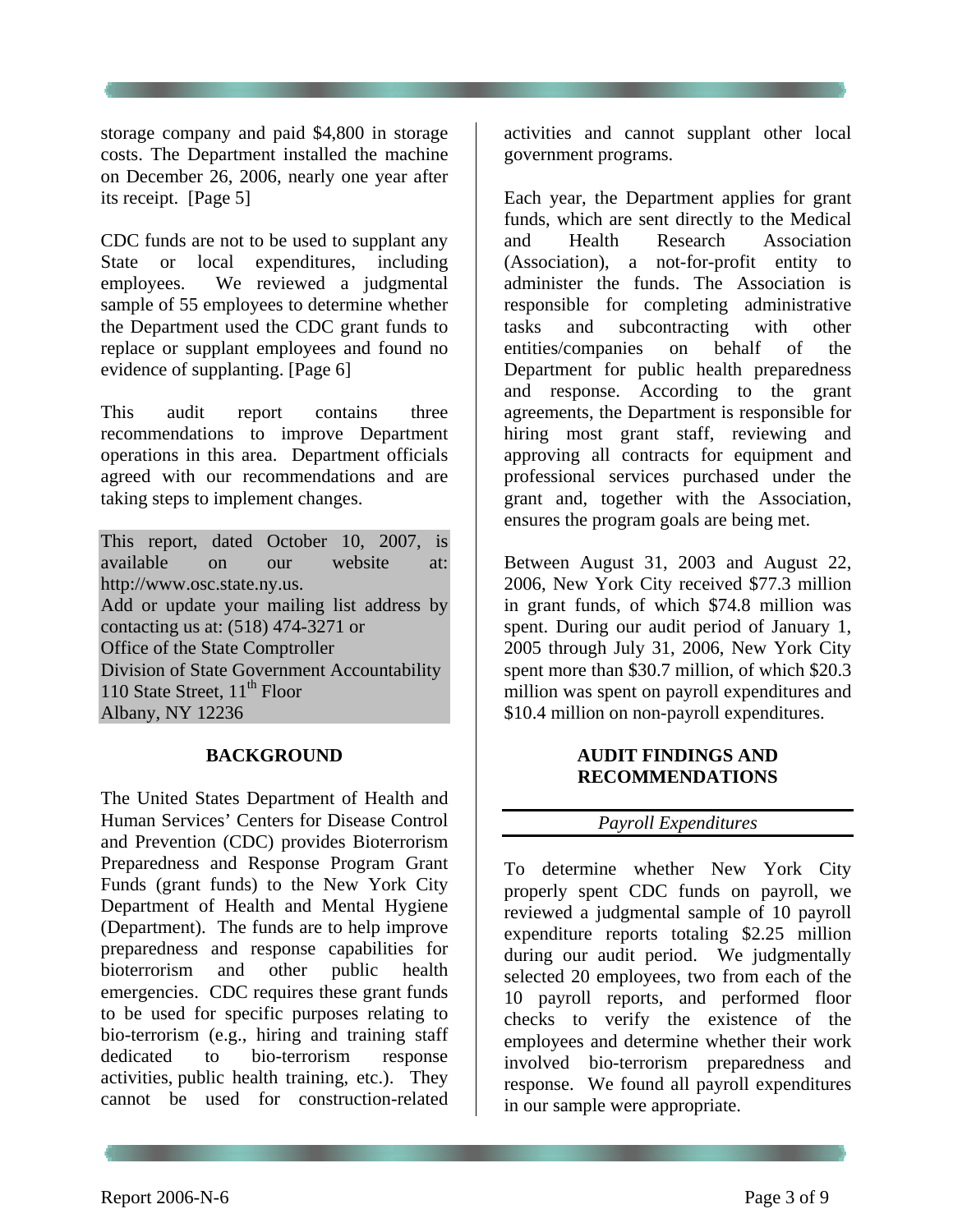storage company and paid $4,800 in storage costs. The Department installed the machine on December 26, 2006, nearly one year after its receipt. [Page 5]

CDC funds are not to be used to supplant any State or local expenditures, including employees. We reviewed a judgmental sample of 55 employees to determine whether the Department used the CDC grant funds to replace or supplant employees and found no evidence of supplanting. [Page 6]

This audit report contains three recommendations to improve Department operations in this area. Department officials agreed with our recommendations and are taking steps to implement changes.

This report, dated October 10, 2007, is available on our website at: http://www.osc.state.ny.us.
Add or update your mailing list address by contacting us at: (518) 474-3271 or
Office of the State Comptroller
Division of State Government Accountability
110 State Street, 11th Floor
Albany, NY 12236

## BACKGROUND

The United States Department of Health and Human Services' Centers for Disease Control and Prevention (CDC) provides Bioterrorism Preparedness and Response Program Grant Funds (grant funds) to the New York City Department of Health and Mental Hygiene (Department). The funds are to help improve preparedness and response capabilities for bioterrorism and other public health emergencies. CDC requires these grant funds to be used for specific purposes relating to bio-terrorism (e.g., hiring and training staff dedicated to bio-terrorism response activities, public health training, etc.). They cannot be used for construction-related activities and cannot supplant other local government programs.

Each year, the Department applies for grant funds, which are sent directly to the Medical and Health Research Association (Association), a not-for-profit entity to administer the funds. The Association is responsible for completing administrative tasks and subcontracting with other entities/companies on behalf of the Department for public health preparedness and response. According to the grant agreements, the Department is responsible for hiring most grant staff, reviewing and approving all contracts for equipment and professional services purchased under the grant and, together with the Association, ensures the program goals are being met.

Between August 31, 2003 and August 22, 2006, New York City received $77.3 million in grant funds, of which $74.8 million was spent. During our audit period of January 1, 2005 through July 31, 2006, New York City spent more than $30.7 million, of which $20.3 million was spent on payroll expenditures and $10.4 million on non-payroll expenditures.

## AUDIT FINDINGS AND RECOMMENDATIONS

### *Payroll Expenditures*

To determine whether New York City properly spent CDC funds on payroll, we reviewed a judgmental sample of 10 payroll expenditure reports totaling $2.25 million during our audit period. We judgmentally selected 20 employees, two from each of the 10 payroll reports, and performed floor checks to verify the existence of the employees and determine whether their work involved bio-terrorism preparedness and response. We found all payroll expenditures in our sample were appropriate.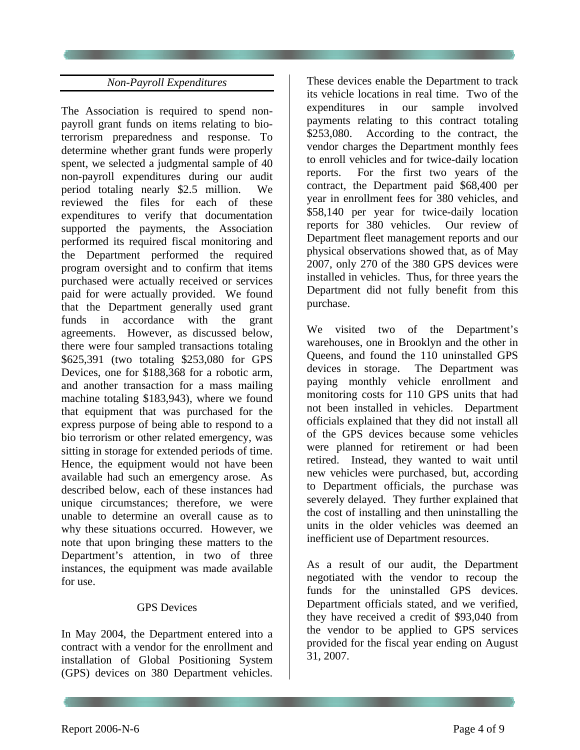## *Non-Payroll Expenditures*

The Association is required to spend non-payroll grant funds on items relating to bio-terrorism preparedness and response. To determine whether grant funds were properly spent, we selected a judgmental sample of 40 non-payroll expenditures during our audit period totaling nearly $2.5 million. We reviewed the files for each of these expenditures to verify that documentation supported the payments, the Association performed its required fiscal monitoring and the Department performed the required program oversight and to confirm that items purchased were actually received or services paid for were actually provided. We found that the Department generally used grant funds in accordance with the grant agreements. However, as discussed below, there were four sampled transactions totaling $625,391 (two totaling $253,080 for GPS Devices, one for $188,368 for a robotic arm, and another transaction for a mass mailing machine totaling $183,943), where we found that equipment that was purchased for the express purpose of being able to respond to a bio terrorism or other related emergency, was sitting in storage for extended periods of time. Hence, the equipment would not have been available had such an emergency arose. As described below, each of these instances had unique circumstances; therefore, we were unable to determine an overall cause as to why these situations occurred. However, we note that upon bringing these matters to the Department's attention, in two of three instances, the equipment was made available for use.

### GPS Devices

In May 2004, the Department entered into a contract with a vendor for the enrollment and installation of Global Positioning System (GPS) devices on 380 Department vehicles. These devices enable the Department to track its vehicle locations in real time. Two of the expenditures in our sample involved payments relating to this contract totaling $253,080. According to the contract, the vendor charges the Department monthly fees to enroll vehicles and for twice-daily location reports. For the first two years of the contract, the Department paid $68,400 per year in enrollment fees for 380 vehicles, and $58,140 per year for twice-daily location reports for 380 vehicles. Our review of Department fleet management reports and our physical observations showed that, as of May 2007, only 270 of the 380 GPS devices were installed in vehicles. Thus, for three years the Department did not fully benefit from this purchase.

We visited two of the Department's warehouses, one in Brooklyn and the other in Queens, and found the 110 uninstalled GPS devices in storage. The Department was paying monthly vehicle enrollment and monitoring costs for 110 GPS units that had not been installed in vehicles. Department officials explained that they did not install all of the GPS devices because some vehicles were planned for retirement or had been retired. Instead, they wanted to wait until new vehicles were purchased, but, according to Department officials, the purchase was severely delayed. They further explained that the cost of installing and then uninstalling the units in the older vehicles was deemed an inefficient use of Department resources.

As a result of our audit, the Department negotiated with the vendor to recoup the funds for the uninstalled GPS devices. Department officials stated, and we verified, they have received a credit of $93,040 from the vendor to be applied to GPS services provided for the fiscal year ending on August 31, 2007.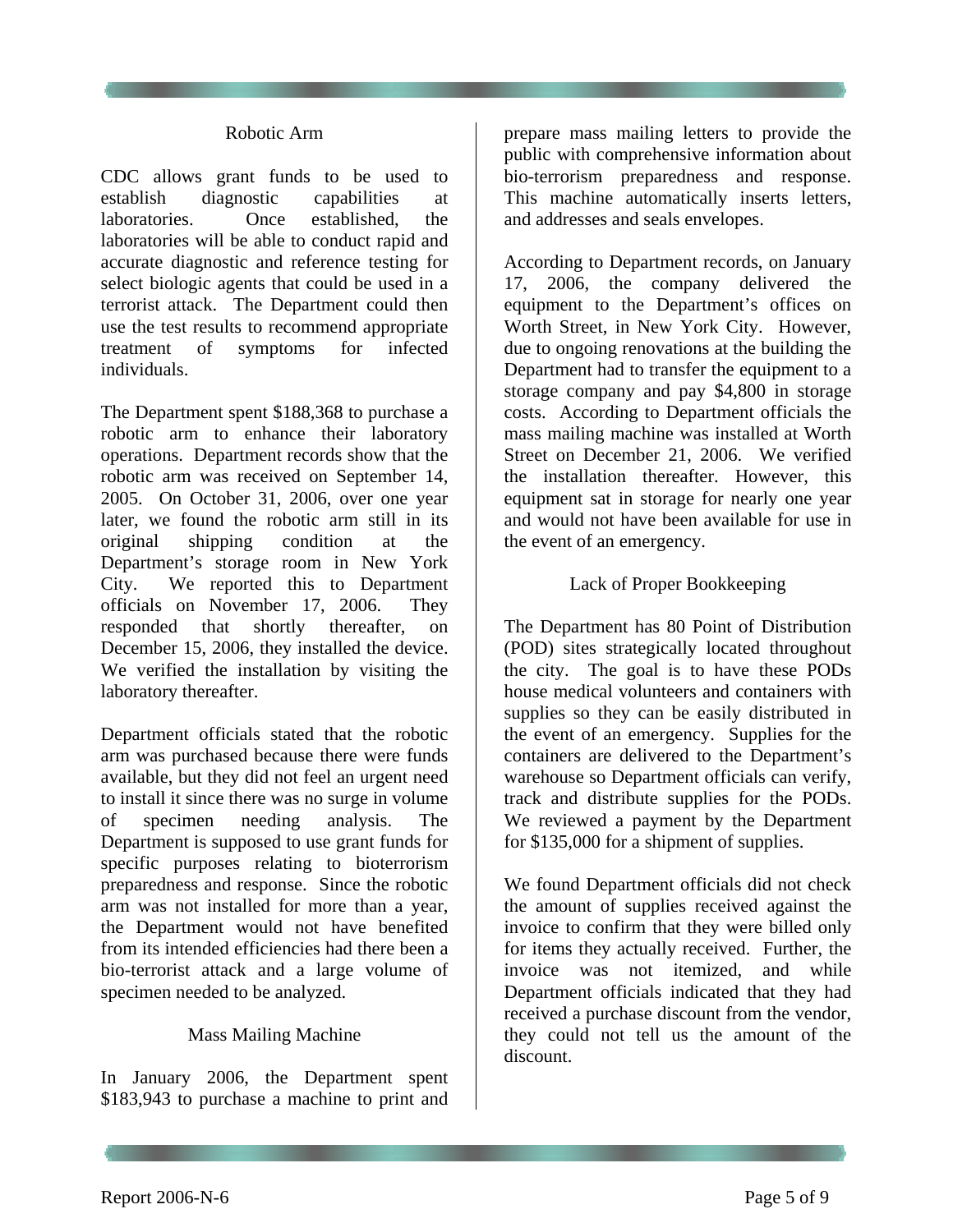### Robotic Arm

CDC allows grant funds to be used to establish diagnostic capabilities at laboratories. Once established, the laboratories will be able to conduct rapid and accurate diagnostic and reference testing for select biologic agents that could be used in a terrorist attack. The Department could then use the test results to recommend appropriate treatment of symptoms for infected individuals.

The Department spent $188,368 to purchase a robotic arm to enhance their laboratory operations. Department records show that the robotic arm was received on September 14, 2005. On October 31, 2006, over one year later, we found the robotic arm still in its original shipping condition at the Department's storage room in New York City. We reported this to Department officials on November 17, 2006. They responded that shortly thereafter, on December 15, 2006, they installed the device. We verified the installation by visiting the laboratory thereafter.

Department officials stated that the robotic arm was purchased because there were funds available, but they did not feel an urgent need to install it since there was no surge in volume of specimen needing analysis. The Department is supposed to use grant funds for specific purposes relating to bioterrorism preparedness and response. Since the robotic arm was not installed for more than a year, the Department would not have benefited from its intended efficiencies had there been a bio-terrorist attack and a large volume of specimen needed to be analyzed.

### Mass Mailing Machine

In January 2006, the Department spent $183,943 to purchase a machine to print and prepare mass mailing letters to provide the public with comprehensive information about bio-terrorism preparedness and response. This machine automatically inserts letters, and addresses and seals envelopes.

According to Department records, on January 17, 2006, the company delivered the equipment to the Department's offices on Worth Street, in New York City. However, due to ongoing renovations at the building the Department had to transfer the equipment to a storage company and pay $4,800 in storage costs. According to Department officials the mass mailing machine was installed at Worth Street on December 21, 2006. We verified the installation thereafter. However, this equipment sat in storage for nearly one year and would not have been available for use in the event of an emergency.

### Lack of Proper Bookkeeping

The Department has 80 Point of Distribution (POD) sites strategically located throughout the city. The goal is to have these PODs house medical volunteers and containers with supplies so they can be easily distributed in the event of an emergency. Supplies for the containers are delivered to the Department's warehouse so Department officials can verify, track and distribute supplies for the PODs. We reviewed a payment by the Department for $135,000 for a shipment of supplies.

We found Department officials did not check the amount of supplies received against the invoice to confirm that they were billed only for items they actually received. Further, the invoice was not itemized, and while Department officials indicated that they had received a purchase discount from the vendor, they could not tell us the amount of the discount.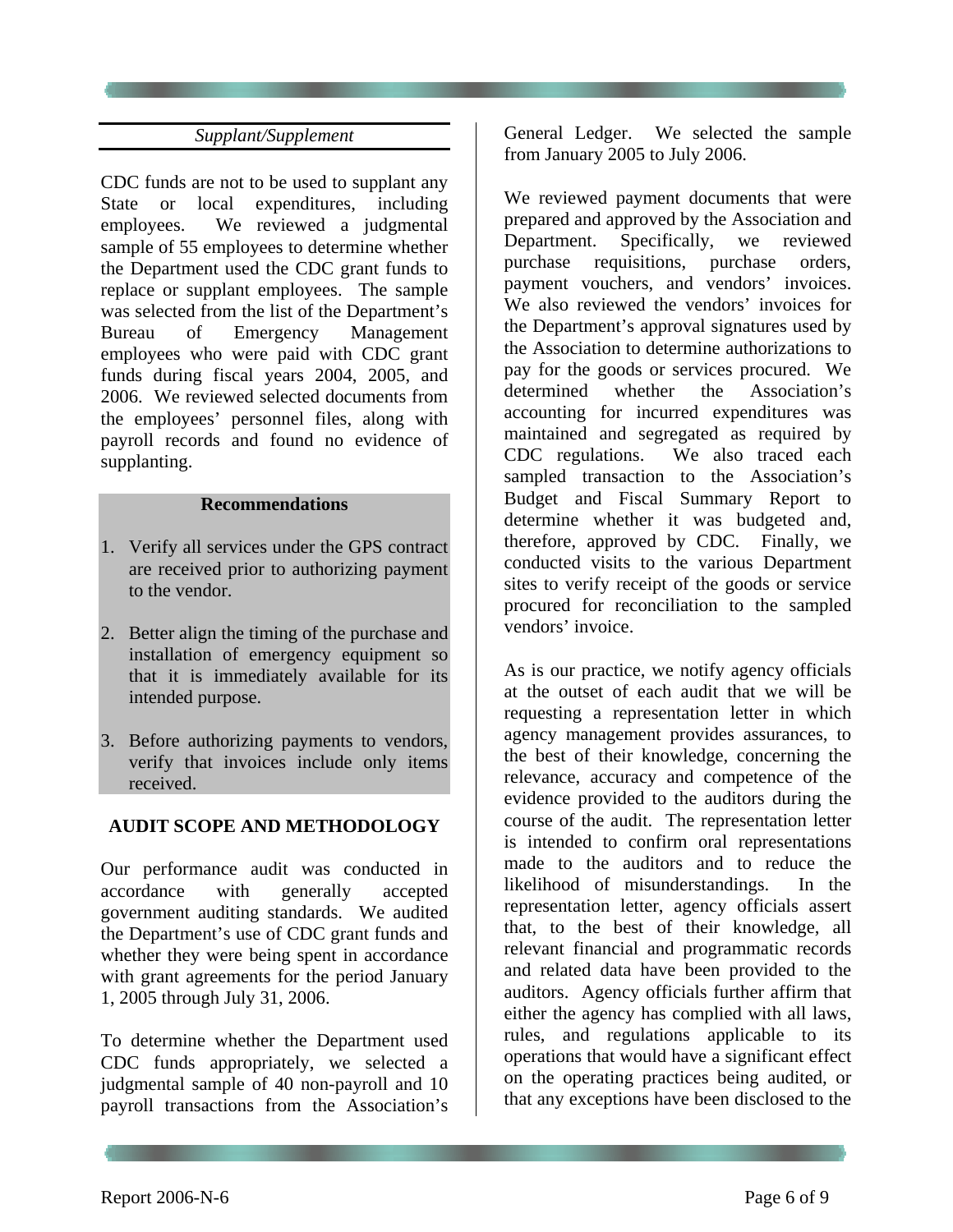*Supplant/Supplement*

CDC funds are not to be used to supplant any State or local expenditures, including employees. We reviewed a judgmental sample of 55 employees to determine whether the Department used the CDC grant funds to replace or supplant employees. The sample was selected from the list of the Department's Bureau of Emergency Management employees who were paid with CDC grant funds during fiscal years 2004, 2005, and 2006. We reviewed selected documents from the employees' personnel files, along with payroll records and found no evidence of supplanting.

**Recommendations**

1. Verify all services under the GPS contract are received prior to authorizing payment to the vendor.
2. Better align the timing of the purchase and installation of emergency equipment so that it is immediately available for its intended purpose.
3. Before authorizing payments to vendors, verify that invoices include only items received.

## AUDIT SCOPE AND METHODOLOGY

Our performance audit was conducted in accordance with generally accepted government auditing standards. We audited the Department's use of CDC grant funds and whether they were being spent in accordance with grant agreements for the period January 1, 2005 through July 31, 2006.

To determine whether the Department used CDC funds appropriately, we selected a judgmental sample of 40 non-payroll and 10 payroll transactions from the Association's General Ledger. We selected the sample from January 2005 to July 2006.

We reviewed payment documents that were prepared and approved by the Association and Department. Specifically, we reviewed purchase requisitions, purchase orders, payment vouchers, and vendors' invoices. We also reviewed the vendors' invoices for the Department's approval signatures used by the Association to determine authorizations to pay for the goods or services procured. We determined whether the Association's accounting for incurred expenditures was maintained and segregated as required by CDC regulations. We also traced each sampled transaction to the Association's Budget and Fiscal Summary Report to determine whether it was budgeted and, therefore, approved by CDC. Finally, we conducted visits to the various Department sites to verify receipt of the goods or service procured for reconciliation to the sampled vendors' invoice.

As is our practice, we notify agency officials at the outset of each audit that we will be requesting a representation letter in which agency management provides assurances, to the best of their knowledge, concerning the relevance, accuracy and competence of the evidence provided to the auditors during the course of the audit. The representation letter is intended to confirm oral representations made to the auditors and to reduce the likelihood of misunderstandings. In the representation letter, agency officials assert that, to the best of their knowledge, all relevant financial and programmatic records and related data have been provided to the auditors. Agency officials further affirm that either the agency has complied with all laws, rules, and regulations applicable to its operations that would have a significant effect on the operating practices being audited, or that any exceptions have been disclosed to the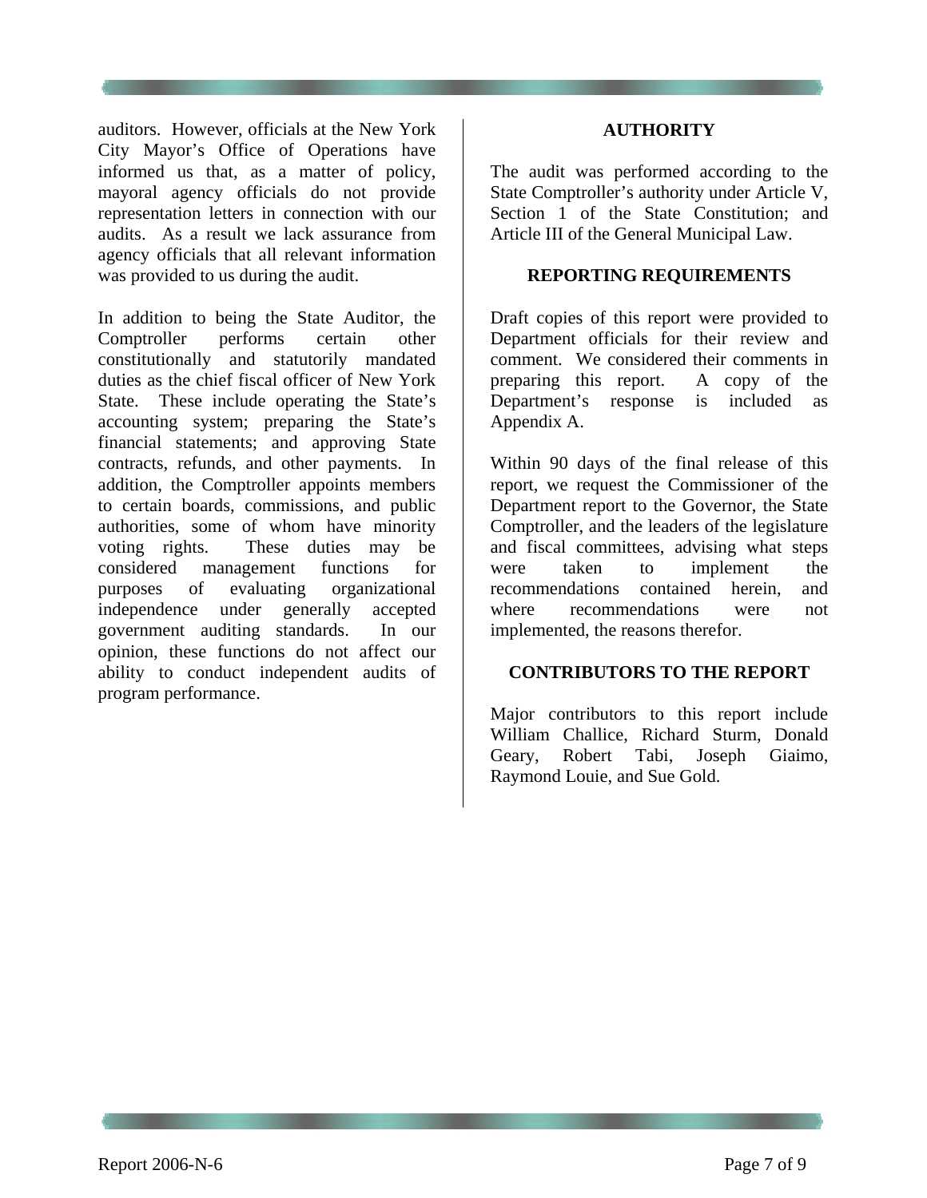auditors. However, officials at the New York City Mayor's Office of Operations have informed us that, as a matter of policy, mayoral agency officials do not provide representation letters in connection with our audits. As a result we lack assurance from agency officials that all relevant information was provided to us during the audit.

In addition to being the State Auditor, the Comptroller performs certain other constitutionally and statutorily mandated duties as the chief fiscal officer of New York State. These include operating the State's accounting system; preparing the State's financial statements; and approving State contracts, refunds, and other payments. In addition, the Comptroller appoints members to certain boards, commissions, and public authorities, some of whom have minority voting rights. These duties may be considered management functions for purposes of evaluating organizational independence under generally accepted government auditing standards. In our opinion, these functions do not affect our ability to conduct independent audits of program performance.

## AUTHORITY

The audit was performed according to the State Comptroller's authority under Article V, Section 1 of the State Constitution; and Article III of the General Municipal Law.

## REPORTING REQUIREMENTS

Draft copies of this report were provided to Department officials for their review and comment. We considered their comments in preparing this report. A copy of the Department's response is included as Appendix A.

Within 90 days of the final release of this report, we request the Commissioner of the Department report to the Governor, the State Comptroller, and the leaders of the legislature and fiscal committees, advising what steps were taken to implement the recommendations contained herein, and where recommendations were not implemented, the reasons therefor.

## CONTRIBUTORS TO THE REPORT

Major contributors to this report include William Challice, Richard Sturm, Donald Geary, Robert Tabi, Joseph Giaimo, Raymond Louie, and Sue Gold.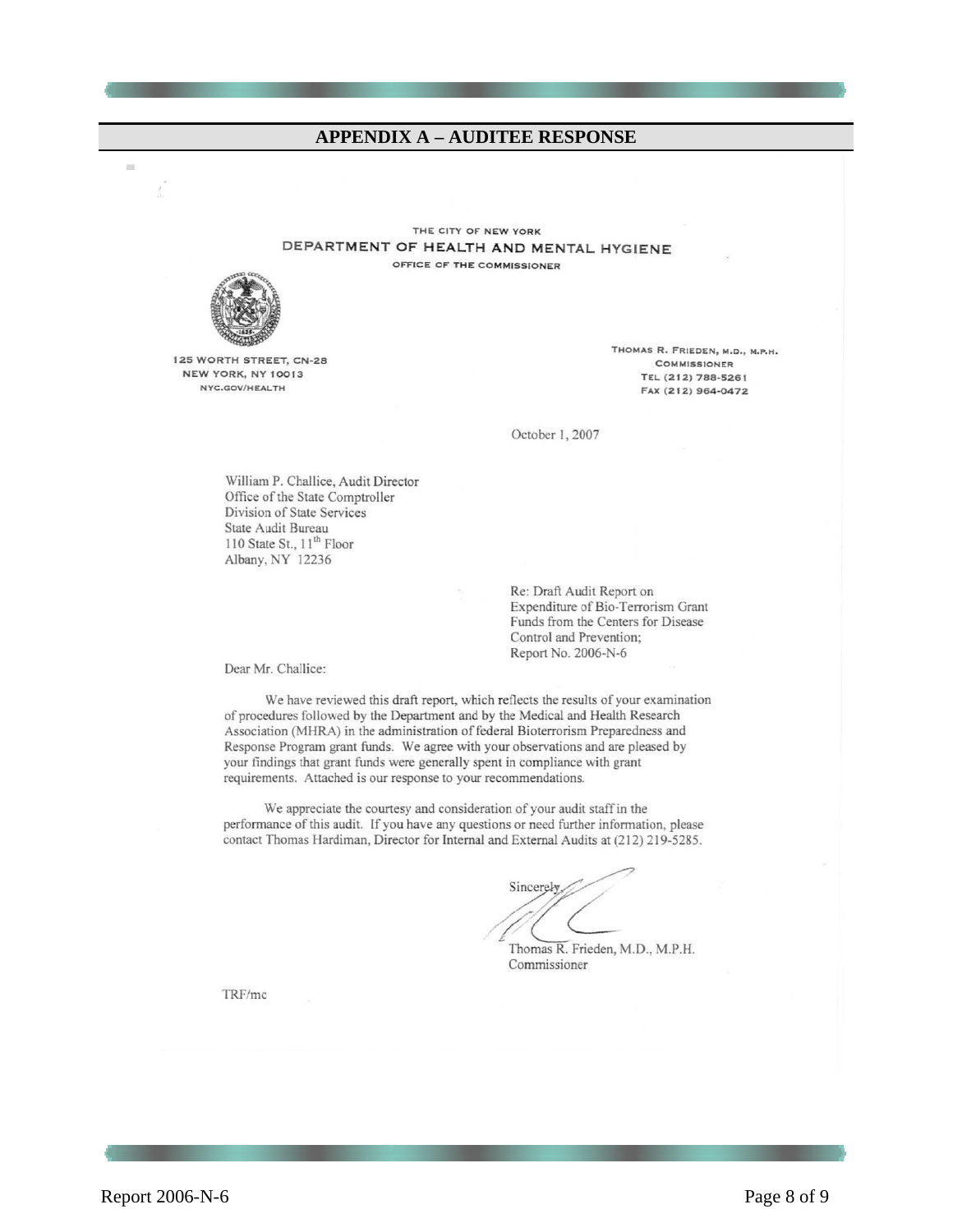## APPENDIX A – AUDITEE RESPONSE

THE CITY OF NEW YORK
DEPARTMENT OF HEALTH AND MENTAL HYGIENE
OFFICE OF THE COMMISSIONER

125 WORTH STREET, CN-28
NEW YORK, NY 10013
NYC.GOV/HEALTH

THOMAS R. FRIEDEN, M.D., M.P.H.
COMMISSIONER
TEL (212) 788-5261
FAX (212) 964-0472

October 1, 2007

William P. Challice, Audit Director
Office of the State Comptroller
Division of State Services
State Audit Bureau
110 State St., 11th Floor
Albany, NY 12236

Re: Draft Audit Report on Expenditure of Bio-Terrorism Grant Funds from the Centers for Disease Control and Prevention; Report No. 2006-N-6

Dear Mr. Challice:

We have reviewed this draft report, which reflects the results of your examination of procedures followed by the Department and by the Medical and Health Research Association (MHRA) in the administration of federal Bioterrorism Preparedness and Response Program grant funds. We agree with your observations and are pleased by your findings that grant funds were generally spent in compliance with grant requirements. Attached is our response to your recommendations.

We appreciate the courtesy and consideration of your audit staff in the performance of this audit. If you have any questions or need further information, please contact Thomas Hardiman, Director for Internal and External Audits at (212) 219-5285.

Sincerely,

Thomas R. Frieden, M.D., M.P.H.
Commissioner

TRF/mc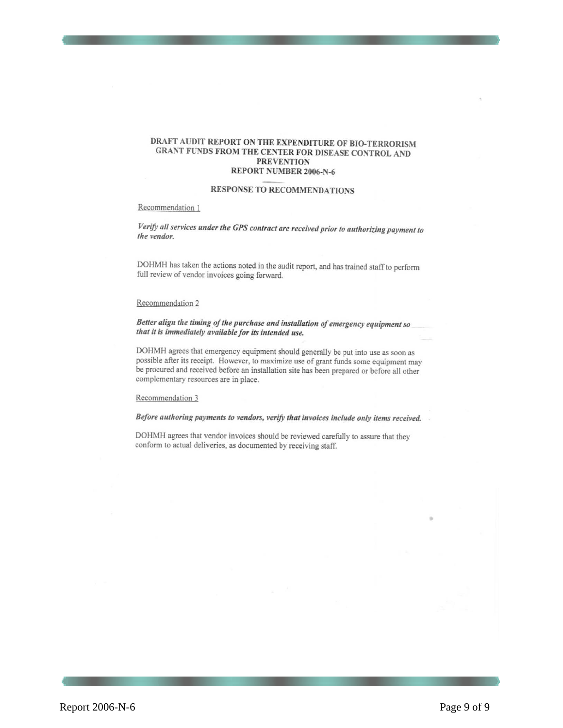**DRAFT AUDIT REPORT ON THE EXPENDITURE OF BIO-TERRORISM GRANT FUNDS FROM THE CENTER FOR DISEASE CONTROL AND PREVENTION**
**REPORT NUMBER 2006-N-6**

**RESPONSE TO RECOMMENDATIONS**

Recommendation 1

***Verify all services under the GPS contract are received prior to authorizing payment to the vendor.***

DOHMH has taken the actions noted in the audit report, and has trained staff to perform full review of vendor invoices going forward.

Recommendation 2

***Better align the timing of the purchase and installation of emergency equipment so that it is immediately available for its intended use.***

DOHMH agrees that emergency equipment should generally be put into use as soon as possible after its receipt. However, to maximize use of grant funds some equipment may be procured and received before an installation site has been prepared or before all other complementary resources are in place.

Recommendation 3

***Before authoring payments to vendors, verify that invoices include only items received.***

DOHMH agrees that vendor invoices should be reviewed carefully to assure that they conform to actual deliveries, as documented by receiving staff.